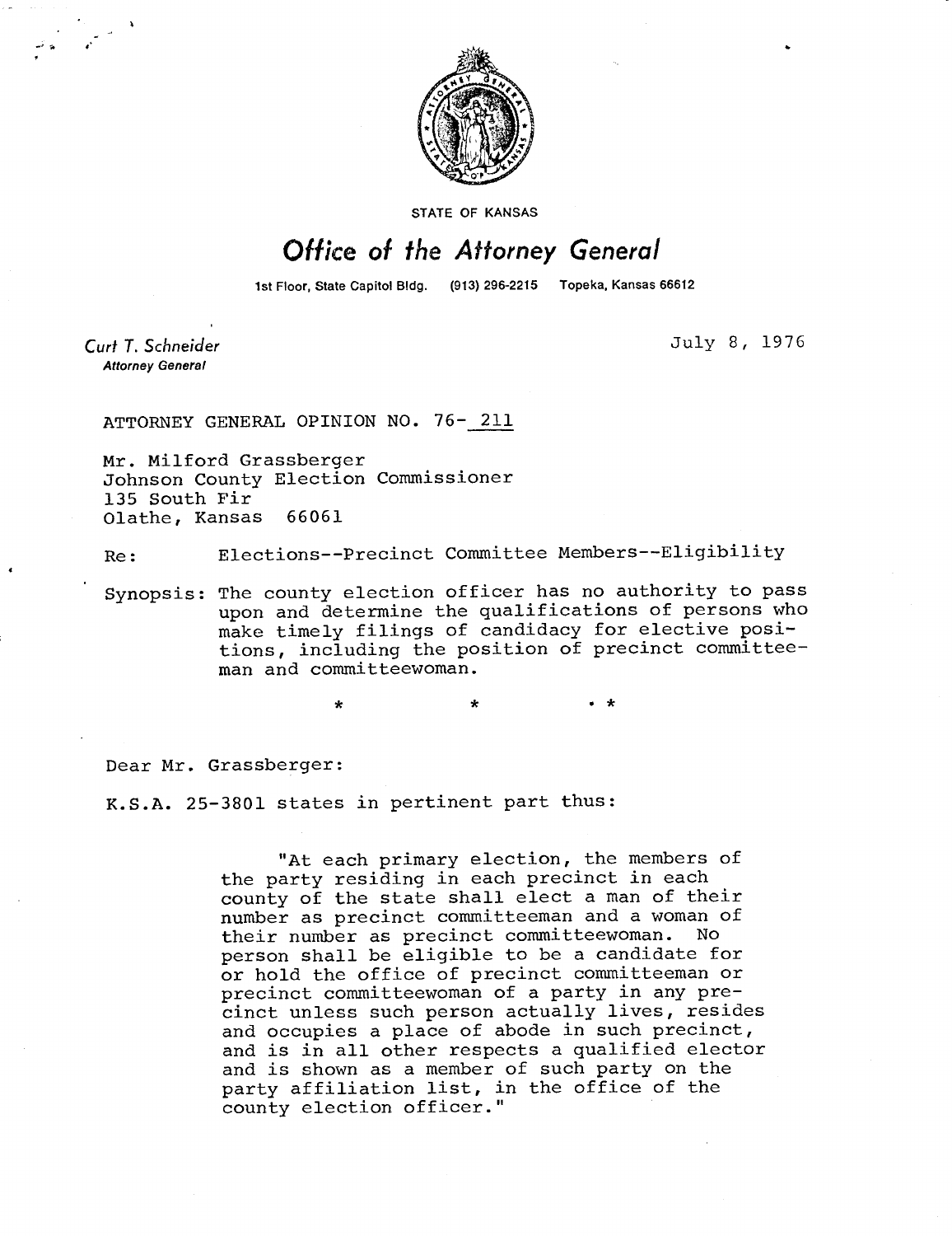STATE OF KANSAS

# *Office of the Attorney General*

1st Floor, State Capitol Bldg. (913) 296-2215 Topeka, Kansas 66612

*Curt T. Schneider*
**Attorney General**

July 8, 1976

ATTORNEY GENERAL OPINION NO. 76- 211

Mr. Milford Grassberger
Johnson County Election Commissioner
135 South Fir
Olathe, Kansas 66061

Re: Elections--Precinct Committee Members--Eligibility

Synopsis: The county election officer has no authority to pass upon and determine the qualifications of persons who make timely filings of candidacy for elective positions, including the position of precinct committeeman and committeewoman.

\* \* \*

Dear Mr. Grassberger:

K.S.A. 25-3801 states in pertinent part thus:

> "At each primary election, the members of the party residing in each precinct in each county of the state shall elect a man of their number as precinct committeeman and a woman of their number as precinct committeewoman. No person shall be eligible to be a candidate for or hold the office of precinct committeeman or precinct committeewoman of a party in any precinct unless such person actually lives, resides and occupies a place of abode in such precinct, and is in all other respects a qualified elector and is shown as a member of such party on the party affiliation list, in the office of the county election officer."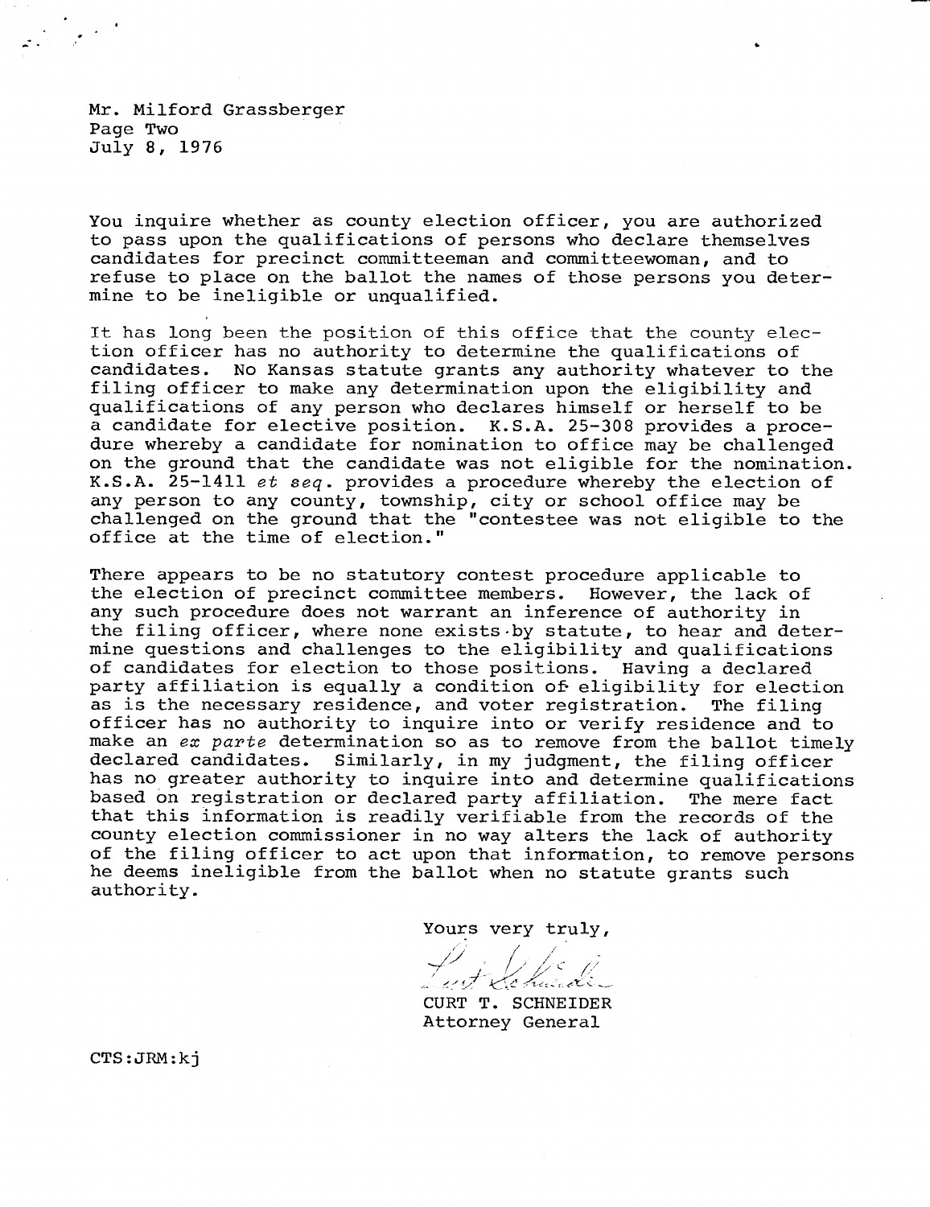Mr. Milford Grassberger
Page Two
July 8, 1976

You inquire whether as county election officer, you are authorized to pass upon the qualifications of persons who declare themselves candidates for precinct committeeman and committeewoman, and to refuse to place on the ballot the names of those persons you determine to be ineligible or unqualified.

It has long been the position of this office that the county election officer has no authority to determine the qualifications of candidates. No Kansas statute grants any authority whatever to the filing officer to make any determination upon the eligibility and qualifications of any person who declares himself or herself to be a candidate for elective position. K.S.A. 25-308 provides a procedure whereby a candidate for nomination to office may be challenged on the ground that the candidate was not eligible for the nomination. K.S.A. 25-1411 *et seq*. provides a procedure whereby the election of any person to any county, township, city or school office may be challenged on the ground that the "contestee was not eligible to the office at the time of election."

There appears to be no statutory contest procedure applicable to the election of precinct committee members. However, the lack of any such procedure does not warrant an inference of authority in the filing officer, where none exists by statute, to hear and determine questions and challenges to the eligibility and qualifications of candidates for election to those positions. Having a declared party affiliation is equally a condition of eligibility for election as is the necessary residence, and voter registration. The filing officer has no authority to inquire into or verify residence and to make an *ex parte* determination so as to remove from the ballot timely declared candidates. Similarly, in my judgment, the filing officer has no greater authority to inquire into and determine qualifications based on registration or declared party affiliation. The mere fact that this information is readily verifiable from the records of the county election commissioner in no way alters the lack of authority of the filing officer to act upon that information, to remove persons he deems ineligible from the ballot when no statute grants such authority.

Yours very truly,

CURT T. SCHNEIDER
Attorney General

CTS:JRM:kj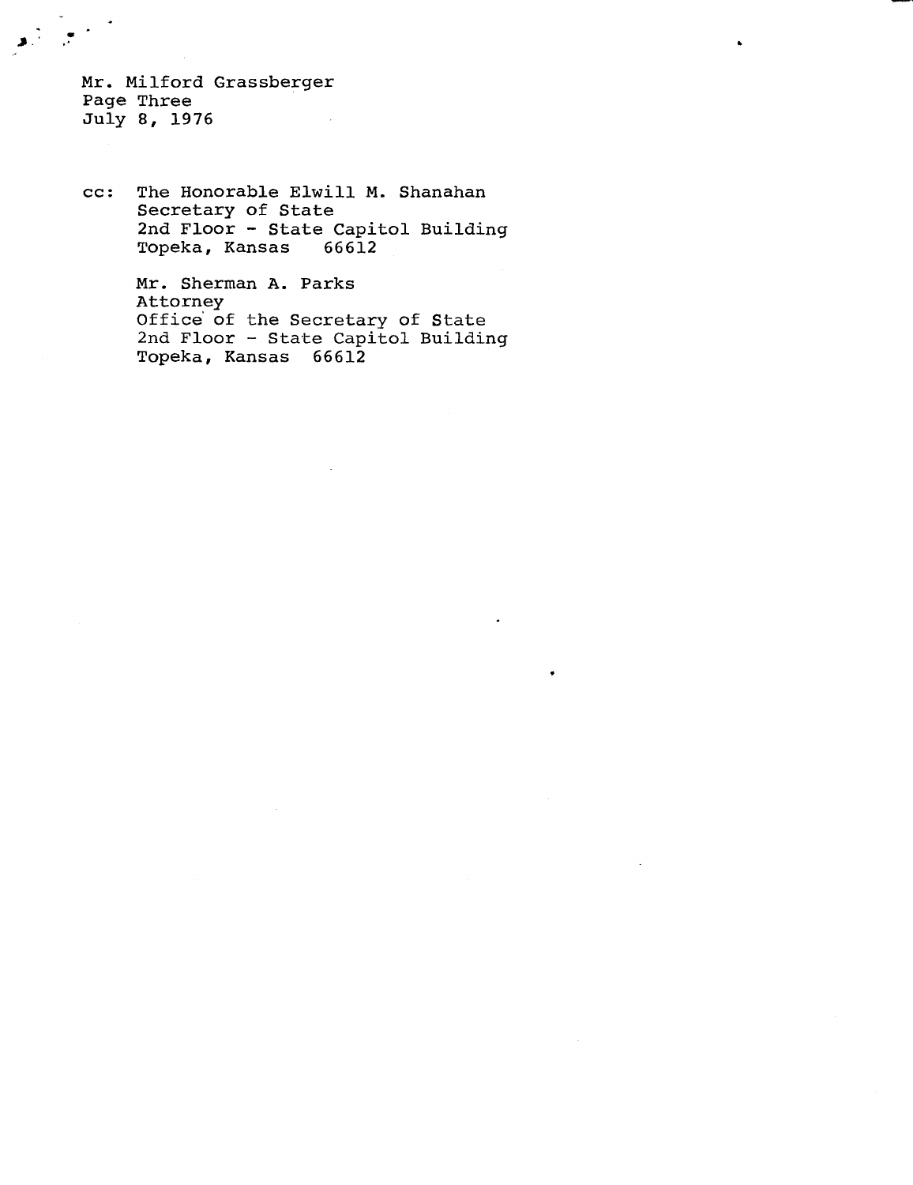cc: The Honorable Elwill M. Shanahan
Secretary of State
2nd Floor - State Capitol Building
Topeka, Kansas 66612

Mr. Sherman A. Parks
Attorney
Office of the Secretary of State
2nd Floor - State Capitol Building
Topeka, Kansas 66612